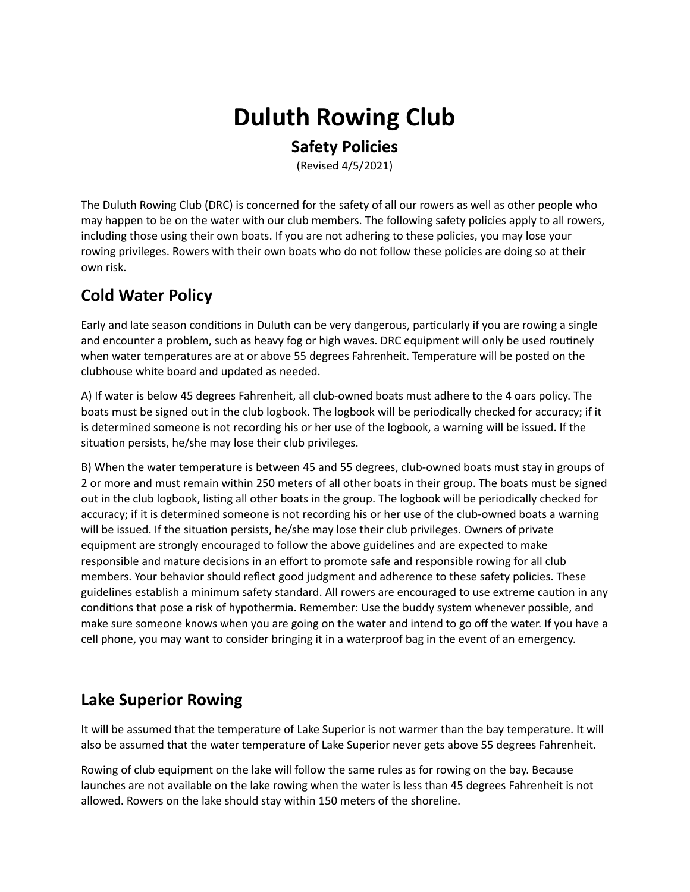# Duluth Rowing Club

## Safety Policies

(Revised 4/5/2021)

The Duluth Rowing Club (DRC) is concerned for the safety of all our rowers as well as other people who may happen to be on the water with our club members. The following safety policies apply to all rowers, including those using their own boats. If you are not adhering to these policies, you may lose your rowing privileges. Rowers with their own boats who do not follow these policies are doing so at their own risk.

## Cold Water Policy

Early and late season conditions in Duluth can be very dangerous, particularly if you are rowing a single and encounter a problem, such as heavy fog or high waves. DRC equipment will only be used routinely when water temperatures are at or above 55 degrees Fahrenheit. Temperature will be posted on the clubhouse white board and updated as needed.

A) If water is below 45 degrees Fahrenheit, all club-owned boats must adhere to the 4 oars policy. The boats must be signed out in the club logbook. The logbook will be periodically checked for accuracy; if it is determined someone is not recording his or her use of the logbook, a warning will be issued. If the situation persists, he/she may lose their club privileges.

B) When the water temperature is between 45 and 55 degrees, club-owned boats must stay in groups of 2 or more and must remain within 250 meters of all other boats in their group. The boats must be signed out in the club logbook, listing all other boats in the group. The logbook will be periodically checked for accuracy; if it is determined someone is not recording his or her use of the club-owned boats a warning will be issued. If the situation persists, he/she may lose their club privileges. Owners of private equipment are strongly encouraged to follow the above guidelines and are expected to make responsible and mature decisions in an effort to promote safe and responsible rowing for all club members. Your behavior should reflect good judgment and adherence to these safety policies. These guidelines establish a minimum safety standard. All rowers are encouraged to use extreme caution in any conditions that pose a risk of hypothermia. Remember: Use the buddy system whenever possible, and make sure someone knows when you are going on the water and intend to go off the water. If you have a cell phone, you may want to consider bringing it in a waterproof bag in the event of an emergency.

## Lake Superior Rowing

It will be assumed that the temperature of Lake Superior is not warmer than the bay temperature. It will also be assumed that the water temperature of Lake Superior never gets above 55 degrees Fahrenheit.

Rowing of club equipment on the lake will follow the same rules as for rowing on the bay. Because launches are not available on the lake rowing when the water is less than 45 degrees Fahrenheit is not allowed. Rowers on the lake should stay within 150 meters of the shoreline.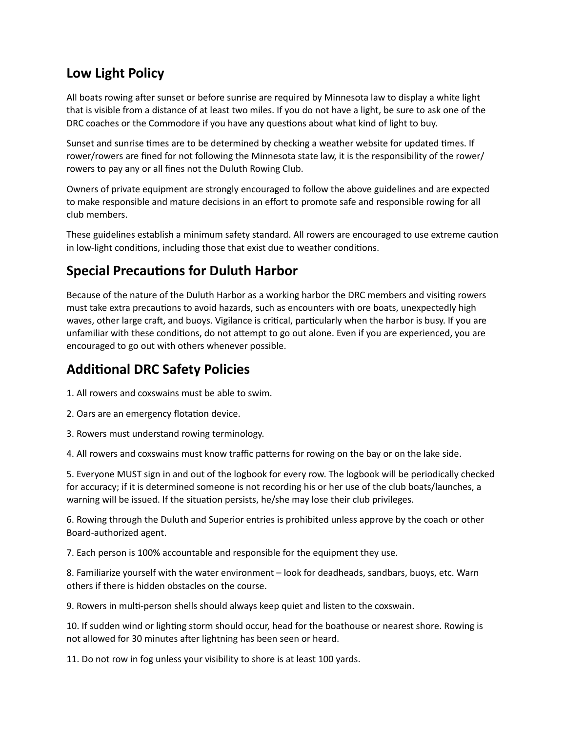## Low Light Policy

All boats rowing after sunset or before sunrise are required by Minnesota law to display a white light that is visible from a distance of at least two miles. If you do not have a light, be sure to ask one of the DRC coaches or the Commodore if you have any questions about what kind of light to buy.

Sunset and sunrise times are to be determined by checking a weather website for updated times. If rower/rowers are fined for not following the Minnesota state law, it is the responsibility of the rower/ rowers to pay any or all fines not the Duluth Rowing Club.

Owners of private equipment are strongly encouraged to follow the above guidelines and are expected to make responsible and mature decisions in an effort to promote safe and responsible rowing for all club members.

These guidelines establish a minimum safety standard. All rowers are encouraged to use extreme caution in low-light conditions, including those that exist due to weather conditions.

## Special Precautions for Duluth Harbor

Because of the nature of the Duluth Harbor as a working harbor the DRC members and visiting rowers must take extra precautions to avoid hazards, such as encounters with ore boats, unexpectedly high waves, other large craft, and buoys. Vigilance is critical, particularly when the harbor is busy. If you are unfamiliar with these conditions, do not attempt to go out alone. Even if you are experienced, you are encouraged to go out with others whenever possible.

## Additional DRC Safety Policies

1. All rowers and coxswains must be able to swim.

2. Oars are an emergency flotation device.

3. Rowers must understand rowing terminology.

4. All rowers and coxswains must know traffic patterns for rowing on the bay or on the lake side.

5. Everyone MUST sign in and out of the logbook for every row. The logbook will be periodically checked for accuracy; if it is determined someone is not recording his or her use of the club boats/launches, a warning will be issued. If the situation persists, he/she may lose their club privileges.

6. Rowing through the Duluth and Superior entries is prohibited unless approve by the coach or other Board-authorized agent.

7. Each person is 100% accountable and responsible for the equipment they use.

8. Familiarize yourself with the water environment – look for deadheads, sandbars, buoys, etc. Warn others if there is hidden obstacles on the course.

9. Rowers in multi-person shells should always keep quiet and listen to the coxswain.

10. If sudden wind or lighting storm should occur, head for the boathouse or nearest shore. Rowing is not allowed for 30 minutes after lightning has been seen or heard.

11. Do not row in fog unless your visibility to shore is at least 100 yards.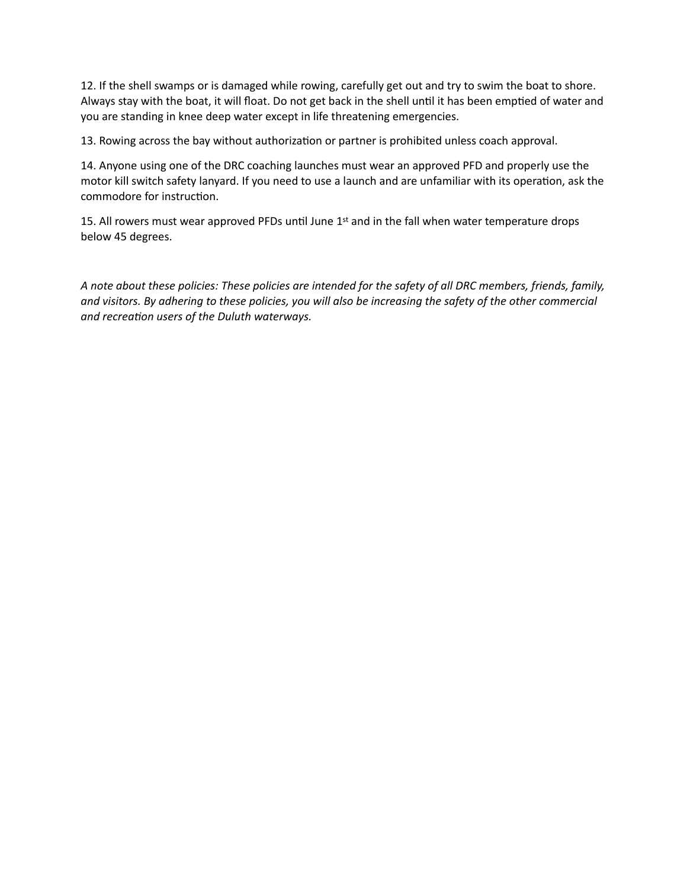12. If the shell swamps or is damaged while rowing, carefully get out and try to swim the boat to shore. Always stay with the boat, it will float. Do not get back in the shell until it has been emptied of water and you are standing in knee deep water except in life threatening emergencies.

13. Rowing across the bay without authorization or partner is prohibited unless coach approval.

14. Anyone using one of the DRC coaching launches must wear an approved PFD and properly use the motor kill switch safety lanyard. If you need to use a launch and are unfamiliar with its operation, ask the commodore for instruction.

15. All rowers must wear approved PFDs until June 1st and in the fall when water temperature drops below 45 degrees.

*A note about these policies: These policies are intended for the safety of all DRC members, friends, family, and visitors. By adhering to these policies, you will also be increasing the safety of the other commercial and recreation users of the Duluth waterways.*